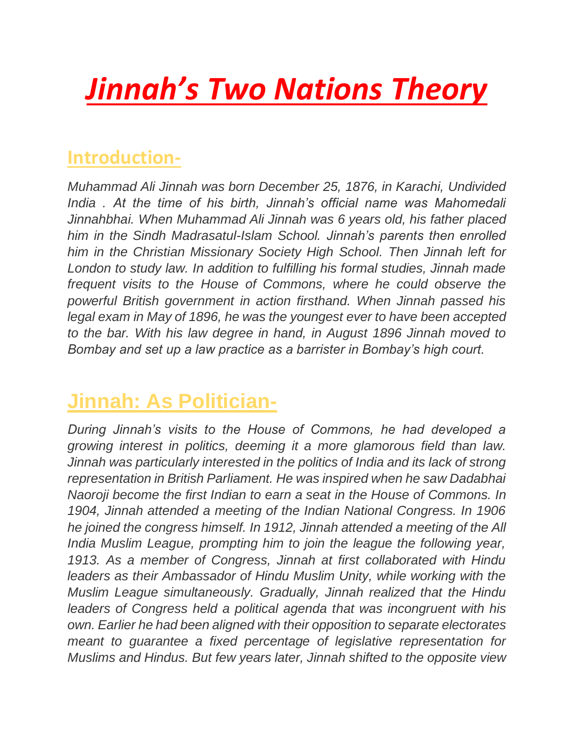# *Jinnah's Two Nations Theory*

## Introduction-

*Muhammad Ali Jinnah was born December 25, 1876, in Karachi, Undivided India . At the time of his birth, Jinnah's official name was Mahomedali Jinnahbhai. When Muhammad Ali Jinnah was 6 years old, his father placed him in the Sindh Madrasatul-Islam School. Jinnah's parents then enrolled him in the Christian Missionary Society High School. Then Jinnah left for London to study law. In addition to fulfilling his formal studies, Jinnah made frequent visits to the House of Commons, where he could observe the powerful British government in action firsthand. When Jinnah passed his legal exam in May of 1896, he was the youngest ever to have been accepted to the bar. With his law degree in hand, in August 1896 Jinnah moved to Bombay and set up a law practice as a barrister in Bombay's high court.*

## Jinnah: As Politician-

*During Jinnah's visits to the House of Commons, he had developed a growing interest in politics, deeming it a more glamorous field than law. Jinnah was particularly interested in the politics of India and its lack of strong representation in British Parliament. He was inspired when he saw Dadabhai Naoroji become the first Indian to earn a seat in the House of Commons. In 1904, Jinnah attended a meeting of the Indian National Congress. In 1906 he joined the congress himself. In 1912, Jinnah attended a meeting of the All India Muslim League, prompting him to join the league the following year, 1913. As a member of Congress, Jinnah at first collaborated with Hindu leaders as their Ambassador of Hindu Muslim Unity, while working with the Muslim League simultaneously. Gradually, Jinnah realized that the Hindu leaders of Congress held a political agenda that was incongruent with his own. Earlier he had been aligned with their opposition to separate electorates meant to guarantee a fixed percentage of legislative representation for Muslims and Hindus. But few years later, Jinnah shifted to the opposite view*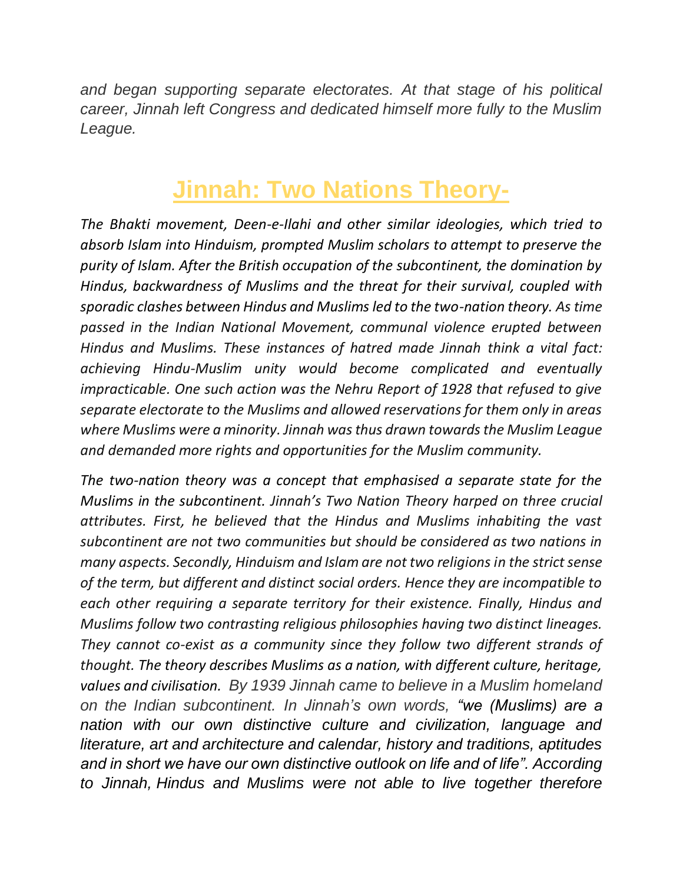*and began supporting separate electorates. At that stage of his political career, Jinnah left Congress and dedicated himself more fully to the Muslim League.*

## Jinnah: Two Nations Theory-

*The Bhakti movement, Deen-e-Ilahi and other similar ideologies, which tried to absorb Islam into Hinduism, prompted Muslim scholars to attempt to preserve the purity of Islam. After the British occupation of the subcontinent, the domination by Hindus, backwardness of Muslims and the threat for their survival, coupled with sporadic clashes between Hindus and Muslims led to the two-nation theory. As time passed in the Indian National Movement, communal violence erupted between Hindus and Muslims. These instances of hatred made Jinnah think a vital fact: achieving Hindu-Muslim unity would become complicated and eventually impracticable. One such action was the Nehru Report of 1928 that refused to give separate electorate to the Muslims and allowed reservations for them only in areas where Muslims were a minority. Jinnah was thus drawn towards the Muslim League and demanded more rights and opportunities for the Muslim community.*

*The two-nation theory was a concept that emphasised a separate state for the Muslims in the subcontinent. Jinnah's Two Nation Theory harped on three crucial attributes. First, he believed that the Hindus and Muslims inhabiting the vast subcontinent are not two communities but should be considered as two nations in many aspects. Secondly, Hinduism and Islam are not two religions in the strict sense of the term, but different and distinct social orders. Hence they are incompatible to each other requiring a separate territory for their existence. Finally, Hindus and Muslims follow two contrasting religious philosophies having two distinct lineages. They cannot co-exist as a community since they follow two different strands of thought. The theory describes Muslims as a nation, with different culture, heritage, values and civilisation. By 1939 Jinnah came to believe in a Muslim homeland on the Indian subcontinent. In Jinnah's own words, "we (Muslims) are a nation with our own distinctive culture and civilization, language and literature, art and architecture and calendar, history and traditions, aptitudes and in short we have our own distinctive outlook on life and of life". According to Jinnah, Hindus and Muslims were not able to live together therefore*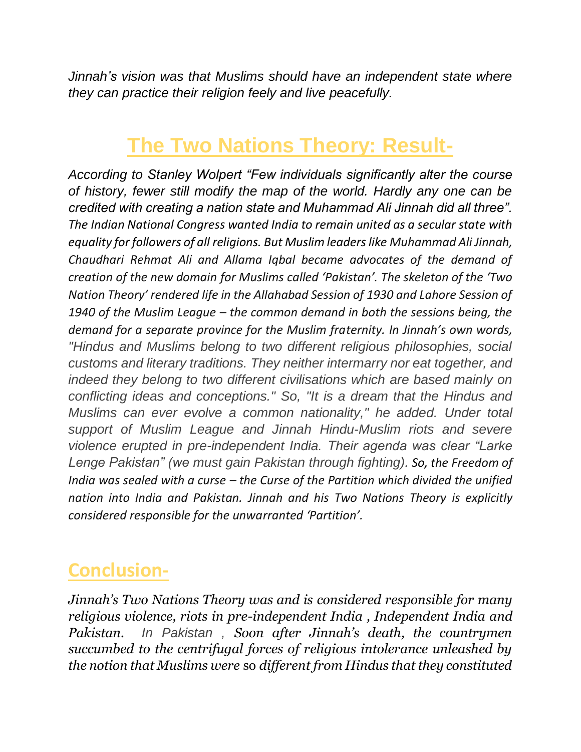*Jinnah's vision was that Muslims should have an independent state where they can practice their religion feely and live peacefully.*

## The Two Nations Theory: Result-

*According to Stanley Wolpert "Few individuals significantly alter the course of history, fewer still modify the map of the world. Hardly any one can be credited with creating a nation state and Muhammad Ali Jinnah did all three". The Indian National Congress wanted India to remain united as a secular state with equality for followers of all religions. But Muslim leaders like Muhammad Ali Jinnah, Chaudhari Rehmat Ali and Allama Iqbal became advocates of the demand of creation of the new domain for Muslims called 'Pakistan'. The skeleton of the 'Two Nation Theory' rendered life in the Allahabad Session of 1930 and Lahore Session of 1940 of the Muslim League – the common demand in both the sessions being, the demand for a separate province for the Muslim fraternity. In Jinnah's own words, "Hindus and Muslims belong to two different religious philosophies, social customs and literary traditions. They neither intermarry nor eat together, and indeed they belong to two different civilisations which are based mainly on conflicting ideas and conceptions." So, "It is a dream that the Hindus and Muslims can ever evolve a common nationality," he added. Under total support of Muslim League and Jinnah Hindu-Muslim riots and severe violence erupted in pre-independent India. Their agenda was clear "Larke Lenge Pakistan" (we must gain Pakistan through fighting). So, the Freedom of India was sealed with a curse – the Curse of the Partition which divided the unified nation into India and Pakistan. Jinnah and his Two Nations Theory is explicitly considered responsible for the unwarranted 'Partition'.*

## Conclusion-

*Jinnah's Two Nations Theory was and is considered responsible for many religious violence, riots in pre-independent India , Independent India and Pakistan. In Pakistan , Soon after Jinnah's death, the countrymen succumbed to the centrifugal forces of religious intolerance unleashed by the notion that Muslims were* so *different from Hindus that they constituted*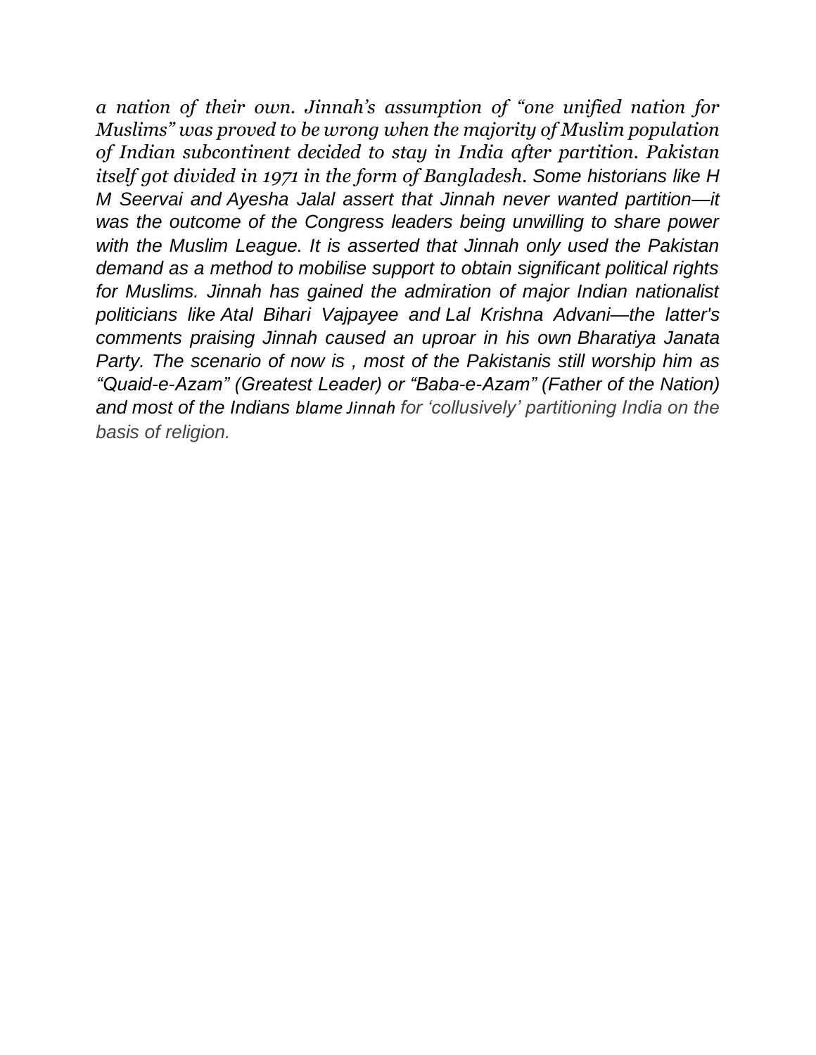*a nation of their own. Jinnah's assumption of "one unified nation for Muslims" was proved to be wrong when the majority of Muslim population of Indian subcontinent decided to stay in India after partition. Pakistan itself got divided in 1971 in the form of Bangladesh. Some historians like H M Seervai and Ayesha Jalal assert that Jinnah never wanted partition—it was the outcome of the Congress leaders being unwilling to share power with the Muslim League. It is asserted that Jinnah only used the Pakistan demand as a method to mobilise support to obtain significant political rights for Muslims. Jinnah has gained the admiration of major Indian nationalist politicians like Atal Bihari Vajpayee and Lal Krishna Advani—the latter's comments praising Jinnah caused an uproar in his own Bharatiya Janata Party. The scenario of now is , most of the Pakistanis still worship him as "Quaid-e-Azam" (Greatest Leader) or "Baba-e-Azam" (Father of the Nation) and most of the Indians blame Jinnah for 'collusively' partitioning India on the basis of religion.*